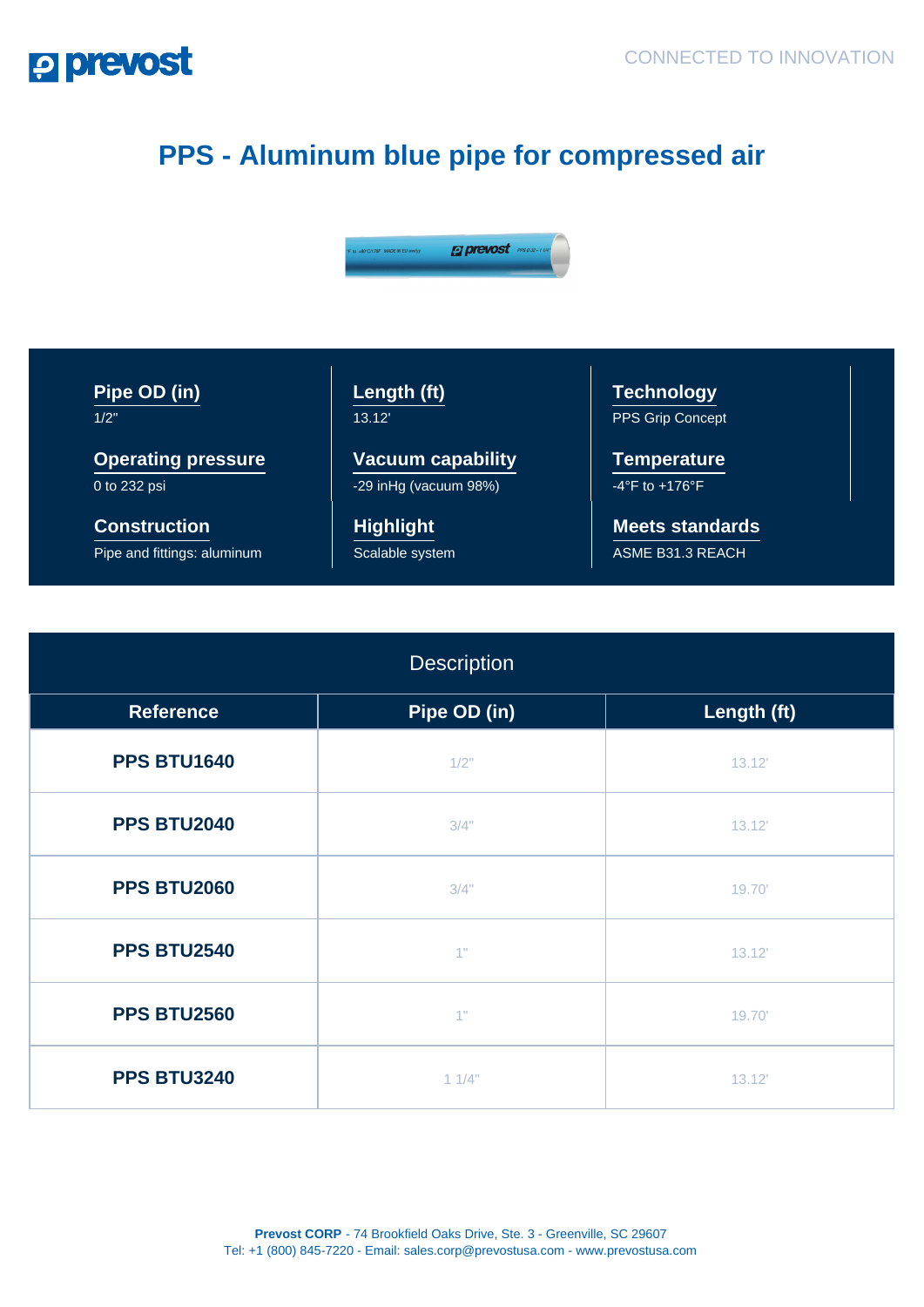# PPS - Aluminum blue pipe for compressed air

**Pipe OD (in)**
1/2"

**Length (ft)**
13.12'

**Technology**
PPS Grip Concept

**Operating pressure**
0 to 232 psi

**Vacuum capability**
-29 inHg (vacuum 98%)

**Temperature**
-4°F to +176°F

**Construction**
Pipe and fittings: aluminum

**Highlight**
Scalable system

**Meets standards**
ASME B31.3 REACH

| Description | | |
|---|---|---|
| **Reference** | **Pipe OD (in)** | **Length (ft)** |
| **PPS BTU1640** | 1/2" | 13.12' |
| **PPS BTU2040** | 3/4" | 13.12' |
| **PPS BTU2060** | 3/4" | 19.70' |
| **PPS BTU2540** | 1" | 13.12' |
| **PPS BTU2560** | 1" | 19.70' |
| **PPS BTU3240** | 1 1/4" | 13.12' |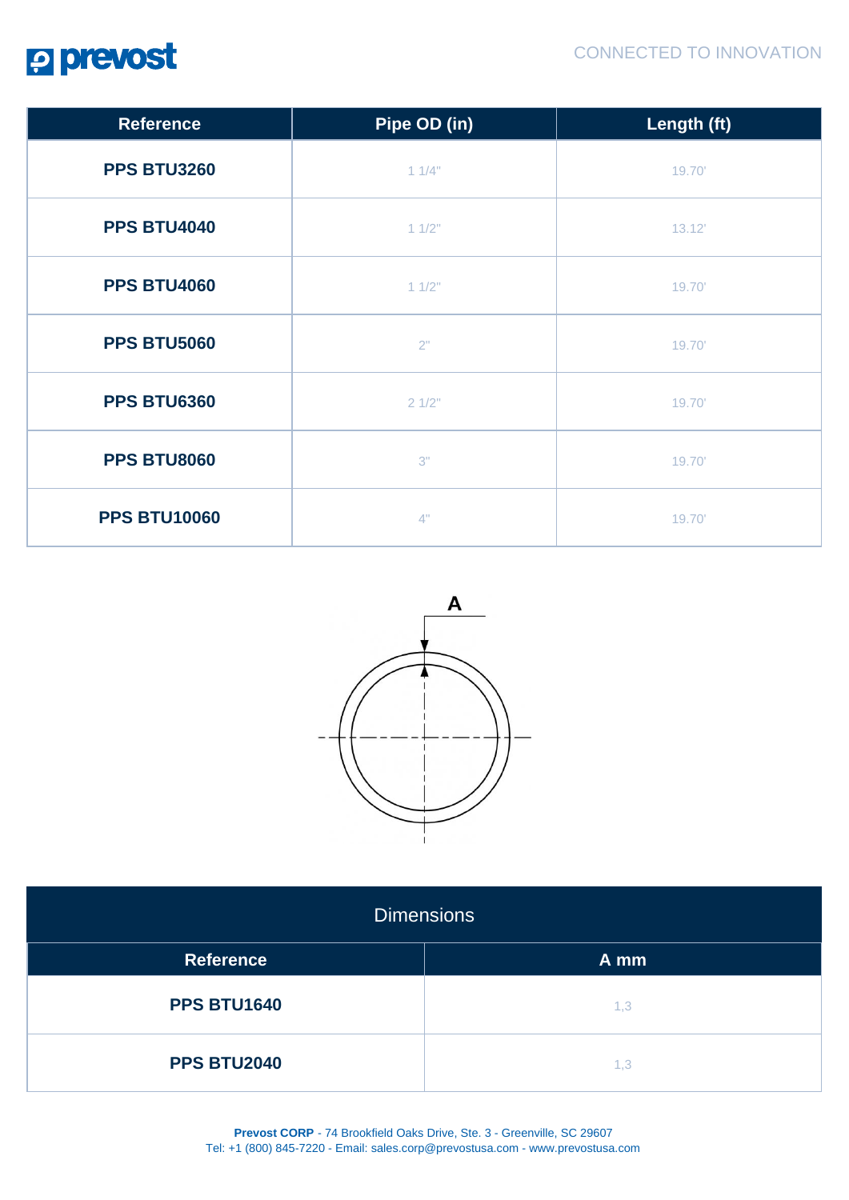| Reference | Pipe OD (in) | Length (ft) |
|---|---|---|
| **PPS BTU3260** | 1 1/4" | 19.70' |
| **PPS BTU4040** | 1 1/2" | 13.12' |
| **PPS BTU4060** | 1 1/2" | 19.70' |
| **PPS BTU5060** | 2" | 19.70' |
| **PPS BTU6360** | 2 1/2" | 19.70' |
| **PPS BTU8060** | 3" | 19.70' |
| **PPS BTU10060** | 4" | 19.70' |

| Dimensions | |
|---|---|
| **Reference** | **A mm** |
| **PPS BTU1640** | 1,3 |
| **PPS BTU2040** | 1,3 |

**Prevost CORP** - 74 Brookfield Oaks Drive, Ste. 3 - Greenville, SC 29607
Tel: +1 (800) 845-7220 - Email: sales.corp@prevostusa.com - www.prevostusa.com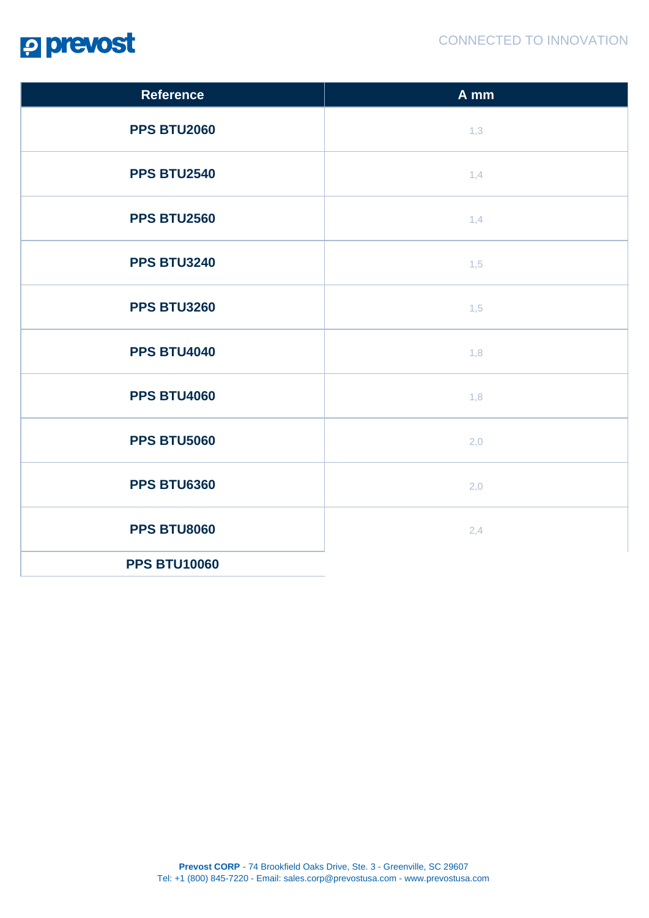| Reference | A mm |
|---|---|
| PPS BTU2060 | 1,3 |
| PPS BTU2540 | 1,4 |
| PPS BTU2560 | 1,4 |
| PPS BTU3240 | 1,5 |
| PPS BTU3260 | 1,5 |
| PPS BTU4040 | 1,8 |
| PPS BTU4060 | 1,8 |
| PPS BTU5060 | 2,0 |
| PPS BTU6360 | 2,0 |
| PPS BTU8060 | 2,4 |
| PPS BTU10060 | |

**Prevost CORP** - 74 Brookfield Oaks Drive, Ste. 3 - Greenville, SC 29607
Tel: +1 (800) 845-7220 - Email: sales.corp@prevostusa.com - www.prevostusa.com